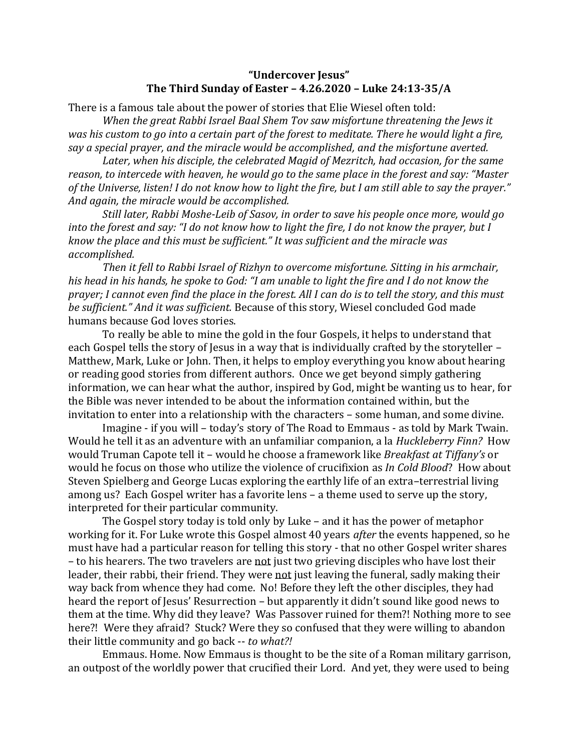**“Undercover Jesus”**
**The Third Sunday of Easter – 4.26.2020 – Luke 24:13-35/A**

There is a famous tale about the power of stories that Elie Wiesel often told:

*When the great Rabbi Israel Baal Shem Tov saw misfortune threatening the Jews it was his custom to go into a certain part of the forest to meditate. There he would light a fire, say a special prayer, and the miracle would be accomplished, and the misfortune averted.*

*Later, when his disciple, the celebrated Magid of Mezritch, had occasion, for the same reason, to intercede with heaven, he would go to the same place in the forest and say: “Master of the Universe, listen! I do not know how to light the fire, but I am still able to say the prayer.” And again, the miracle would be accomplished.*

*Still later, Rabbi Moshe-Leib of Sasov, in order to save his people once more, would go into the forest and say: “I do not know how to light the fire, I do not know the prayer, but I know the place and this must be sufficient.” It was sufficient and the miracle was accomplished.*

*Then it fell to Rabbi Israel of Rizhyn to overcome misfortune. Sitting in his armchair, his head in his hands, he spoke to God: “I am unable to light the fire and I do not know the prayer; I cannot even find the place in the forest. All I can do is to tell the story, and this must be sufficient.” And it was sufficient.* Because of this story, Wiesel concluded God made humans because God loves stories.

To really be able to mine the gold in the four Gospels, it helps to understand that each Gospel tells the story of Jesus in a way that is individually crafted by the storyteller – Matthew, Mark, Luke or John. Then, it helps to employ everything you know about hearing or reading good stories from different authors. Once we get beyond simply gathering information, we can hear what the author, inspired by God, might be wanting us to hear, for the Bible was never intended to be about the information contained within, but the invitation to enter into a relationship with the characters – some human, and some divine.

Imagine - if you will – today’s story of The Road to Emmaus - as told by Mark Twain. Would he tell it as an adventure with an unfamiliar companion, a la *Huckleberry Finn?* How would Truman Capote tell it – would he choose a framework like *Breakfast at Tiffany’s* or would he focus on those who utilize the violence of crucifixion as *In Cold Blood*? How about Steven Spielberg and George Lucas exploring the earthly life of an extra–terrestrial living among us? Each Gospel writer has a favorite lens – a theme used to serve up the story, interpreted for their particular community.

The Gospel story today is told only by Luke – and it has the power of metaphor working for it. For Luke wrote this Gospel almost 40 years *after* the events happened, so he must have had a particular reason for telling this story - that no other Gospel writer shares – to his hearers. The two travelers are not just two grieving disciples who have lost their leader, their rabbi, their friend. They were not just leaving the funeral, sadly making their way back from whence they had come. No! Before they left the other disciples, they had heard the report of Jesus’ Resurrection – but apparently it didn’t sound like good news to them at the time. Why did they leave? Was Passover ruined for them?! Nothing more to see here?! Were they afraid? Stuck? Were they so confused that they were willing to abandon their little community and go back -- *to what?!*

Emmaus. Home. Now Emmaus is thought to be the site of a Roman military garrison, an outpost of the worldly power that crucified their Lord. And yet, they were used to being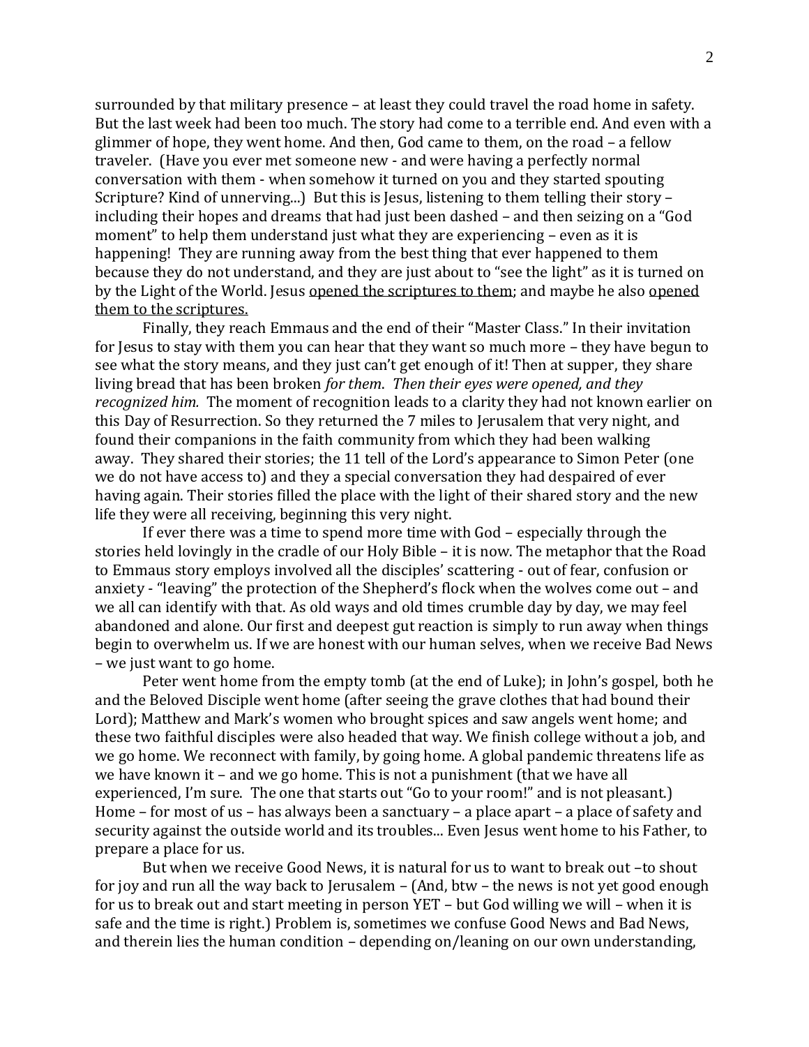surrounded by that military presence – at least they could travel the road home in safety. But the last week had been too much. The story had come to a terrible end. And even with a glimmer of hope, they went home. And then, God came to them, on the road – a fellow traveler. (Have you ever met someone new - and were having a perfectly normal conversation with them - when somehow it turned on you and they started spouting Scripture? Kind of unnerving...) But this is Jesus, listening to them telling their story – including their hopes and dreams that had just been dashed – and then seizing on a "God moment" to help them understand just what they are experiencing – even as it is happening! They are running away from the best thing that ever happened to them because they do not understand, and they are just about to "see the light" as it is turned on by the Light of the World. Jesus <u>opened the scriptures to them</u>; and maybe he also <u>opened them to the scriptures.</u>

Finally, they reach Emmaus and the end of their "Master Class." In their invitation for Jesus to stay with them you can hear that they want so much more – they have begun to see what the story means, and they just can't get enough of it! Then at supper, they share living bread that has been broken *for them*. *Then their eyes were opened, and they recognized him.* The moment of recognition leads to a clarity they had not known earlier on this Day of Resurrection. So they returned the 7 miles to Jerusalem that very night, and found their companions in the faith community from which they had been walking away. They shared their stories; the 11 tell of the Lord's appearance to Simon Peter (one we do not have access to) and they a special conversation they had despaired of ever having again. Their stories filled the place with the light of their shared story and the new life they were all receiving, beginning this very night.

If ever there was a time to spend more time with God – especially through the stories held lovingly in the cradle of our Holy Bible – it is now. The metaphor that the Road to Emmaus story employs involved all the disciples' scattering - out of fear, confusion or anxiety - "leaving" the protection of the Shepherd's flock when the wolves come out – and we all can identify with that. As old ways and old times crumble day by day, we may feel abandoned and alone. Our first and deepest gut reaction is simply to run away when things begin to overwhelm us. If we are honest with our human selves, when we receive Bad News – we just want to go home.

Peter went home from the empty tomb (at the end of Luke); in John's gospel, both he and the Beloved Disciple went home (after seeing the grave clothes that had bound their Lord); Matthew and Mark's women who brought spices and saw angels went home; and these two faithful disciples were also headed that way. We finish college without a job, and we go home. We reconnect with family, by going home. A global pandemic threatens life as we have known it – and we go home. This is not a punishment (that we have all experienced, I'm sure. The one that starts out "Go to your room!" and is not pleasant.) Home – for most of us – has always been a sanctuary – a place apart – a place of safety and security against the outside world and its troubles... Even Jesus went home to his Father, to prepare a place for us.

But when we receive Good News, it is natural for us to want to break out –to shout for joy and run all the way back to Jerusalem – (And, btw – the news is not yet good enough for us to break out and start meeting in person YET – but God willing we will – when it is safe and the time is right.) Problem is, sometimes we confuse Good News and Bad News, and therein lies the human condition – depending on/leaning on our own understanding,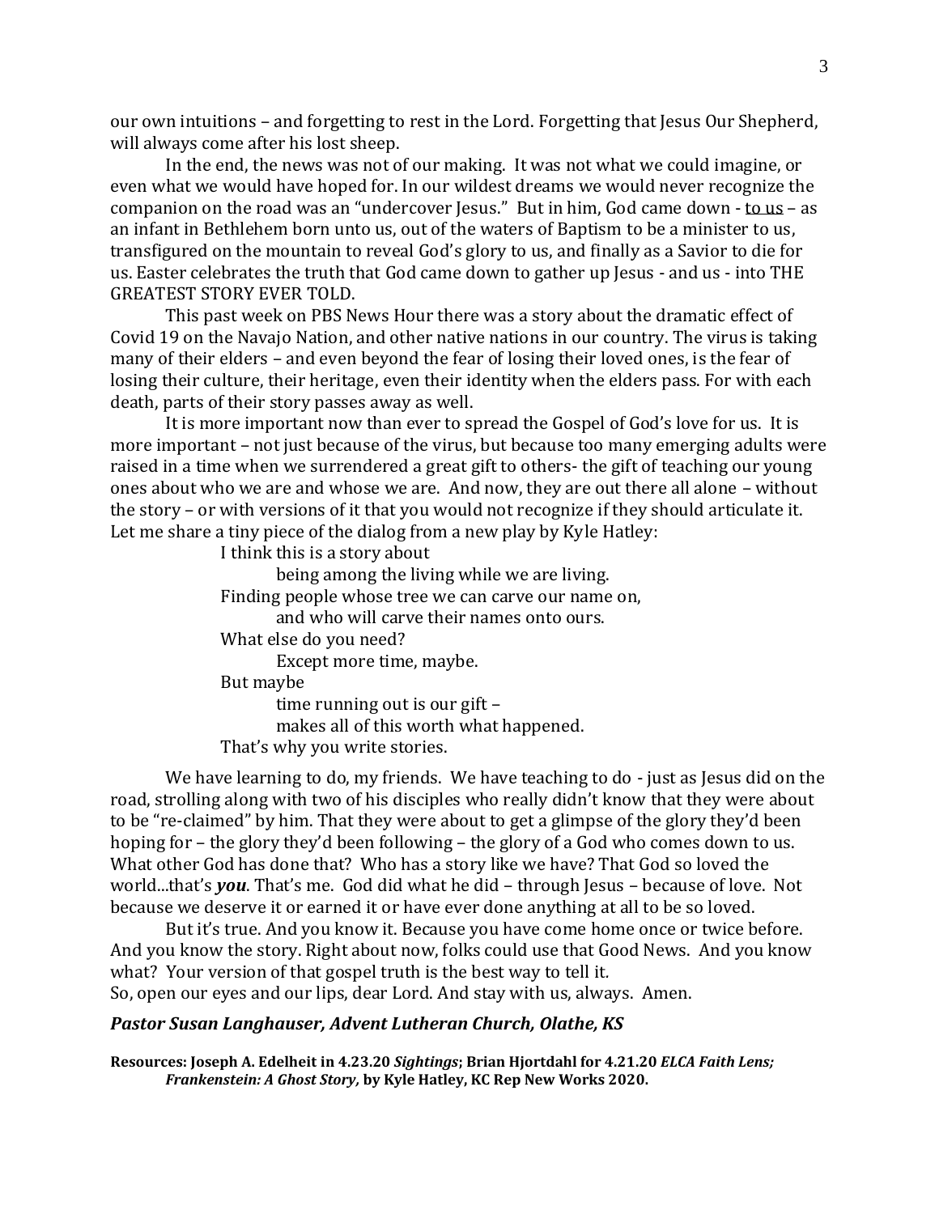our own intuitions – and forgetting to rest in the Lord. Forgetting that Jesus Our Shepherd, will always come after his lost sheep.

In the end, the news was not of our making. It was not what we could imagine, or even what we would have hoped for. In our wildest dreams we would never recognize the companion on the road was an "undercover Jesus." But in him, God came down - <u>to us</u> – as an infant in Bethlehem born unto us, out of the waters of Baptism to be a minister to us, transfigured on the mountain to reveal God's glory to us, and finally as a Savior to die for us. Easter celebrates the truth that God came down to gather up Jesus - and us - into THE GREATEST STORY EVER TOLD.

This past week on PBS News Hour there was a story about the dramatic effect of Covid 19 on the Navajo Nation, and other native nations in our country. The virus is taking many of their elders – and even beyond the fear of losing their loved ones, is the fear of losing their culture, their heritage, even their identity when the elders pass. For with each death, parts of their story passes away as well.

It is more important now than ever to spread the Gospel of God's love for us. It is more important – not just because of the virus, but because too many emerging adults were raised in a time when we surrendered a great gift to others- the gift of teaching our young ones about who we are and whose we are. And now, they are out there all alone – without the story – or with versions of it that you would not recognize if they should articulate it. Let me share a tiny piece of the dialog from a new play by Kyle Hatley:

> I think this is a story about
> being among the living while we are living.
> Finding people whose tree we can carve our name on,
> and who will carve their names onto ours.
> What else do you need?
> Except more time, maybe.
> But maybe
> time running out is our gift –
> makes all of this worth what happened.
> That's why you write stories.

We have learning to do, my friends. We have teaching to do - just as Jesus did on the road, strolling along with two of his disciples who really didn't know that they were about to be "re-claimed" by him. That they were about to get a glimpse of the glory they'd been hoping for – the glory they'd been following – the glory of a God who comes down to us. What other God has done that? Who has a story like we have? That God so loved the world...that's ***you***. That's me. God did what he did – through Jesus – because of love. Not because we deserve it or earned it or have ever done anything at all to be so loved.

But it's true. And you know it. Because you have come home once or twice before. And you know the story. Right about now, folks could use that Good News. And you know what? Your version of that gospel truth is the best way to tell it.
So, open our eyes and our lips, dear Lord. And stay with us, always. Amen.

***Pastor Susan Langhauser, Advent Lutheran Church, Olathe, KS***

**Resources: Joseph A. Edelheit in 4.23.20 *Sightings*; Brian Hjortdahl for 4.21.20 *ELCA Faith Lens; Frankenstein: A Ghost Story,* by Kyle Hatley, KC Rep New Works 2020.**